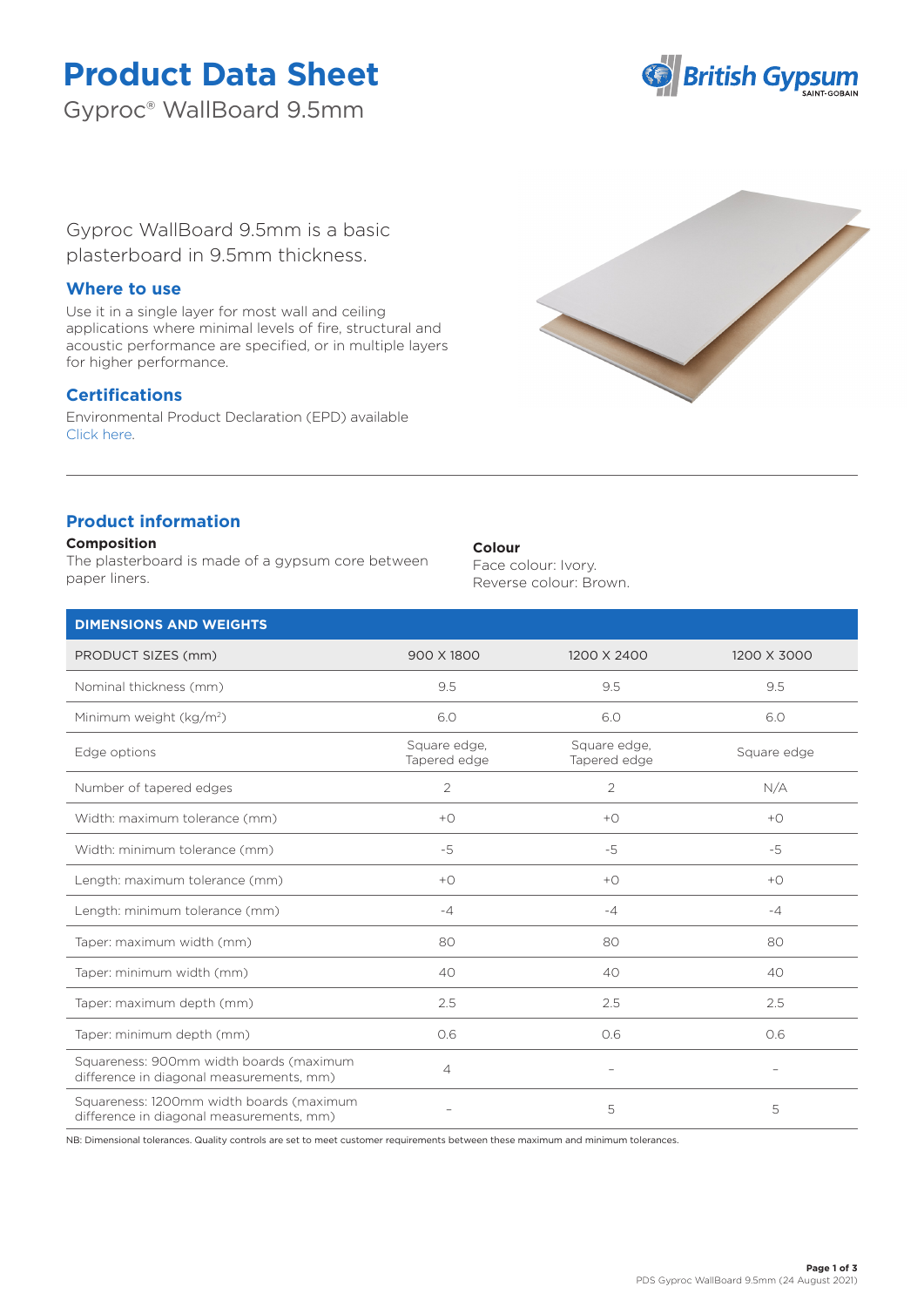# Product Data Sheet

Gyproc® WallBoard 9.5mm

Gyproc WallBoard 9.5mm is a basic plasterboard in 9.5mm thickness.

## Where to use

Use it in a single layer for most wall and ceiling applications where minimal levels of fire, structural and acoustic performance are specified, or in multiple layers for higher performance.

## Certifications

Environmental Product Declaration (EPD) available
Click here.

## Product information

**Composition**
The plasterboard is made of a gypsum core between paper liners.

**Colour**
Face colour: Ivory.
Reverse colour: Brown.

| DIMENSIONS AND WEIGHTS | | | |
|---|---|---|---|
| PRODUCT SIZES (mm) | 900 X 1800 | 1200 X 2400 | 1200 X 3000 |
| Nominal thickness (mm) | 9.5 | 9.5 | 9.5 |
| Minimum weight (kg/m$^2$) | 6.0 | 6.0 | 6.0 |
| Edge options | Square edge, Tapered edge | Square edge, Tapered edge | Square edge |
| Number of tapered edges | 2 | 2 | N/A |
| Width: maximum tolerance (mm) | +0 | +0 | +0 |
| Width: minimum tolerance (mm) | -5 | -5 | -5 |
| Length: maximum tolerance (mm) | +0 | +0 | +0 |
| Length: minimum tolerance (mm) | -4 | -4 | -4 |
| Taper: maximum width (mm) | 80 | 80 | 80 |
| Taper: minimum width (mm) | 40 | 40 | 40 |
| Taper: maximum depth (mm) | 2.5 | 2.5 | 2.5 |
| Taper: minimum depth (mm) | 0.6 | 0.6 | 0.6 |
| Squareness: 900mm width boards (maximum difference in diagonal measurements, mm) | 4 | – | – |
| Squareness: 1200mm width boards (maximum difference in diagonal measurements, mm) | – | 5 | 5 |

NB: Dimensional tolerances. Quality controls are set to meet customer requirements between these maximum and minimum tolerances.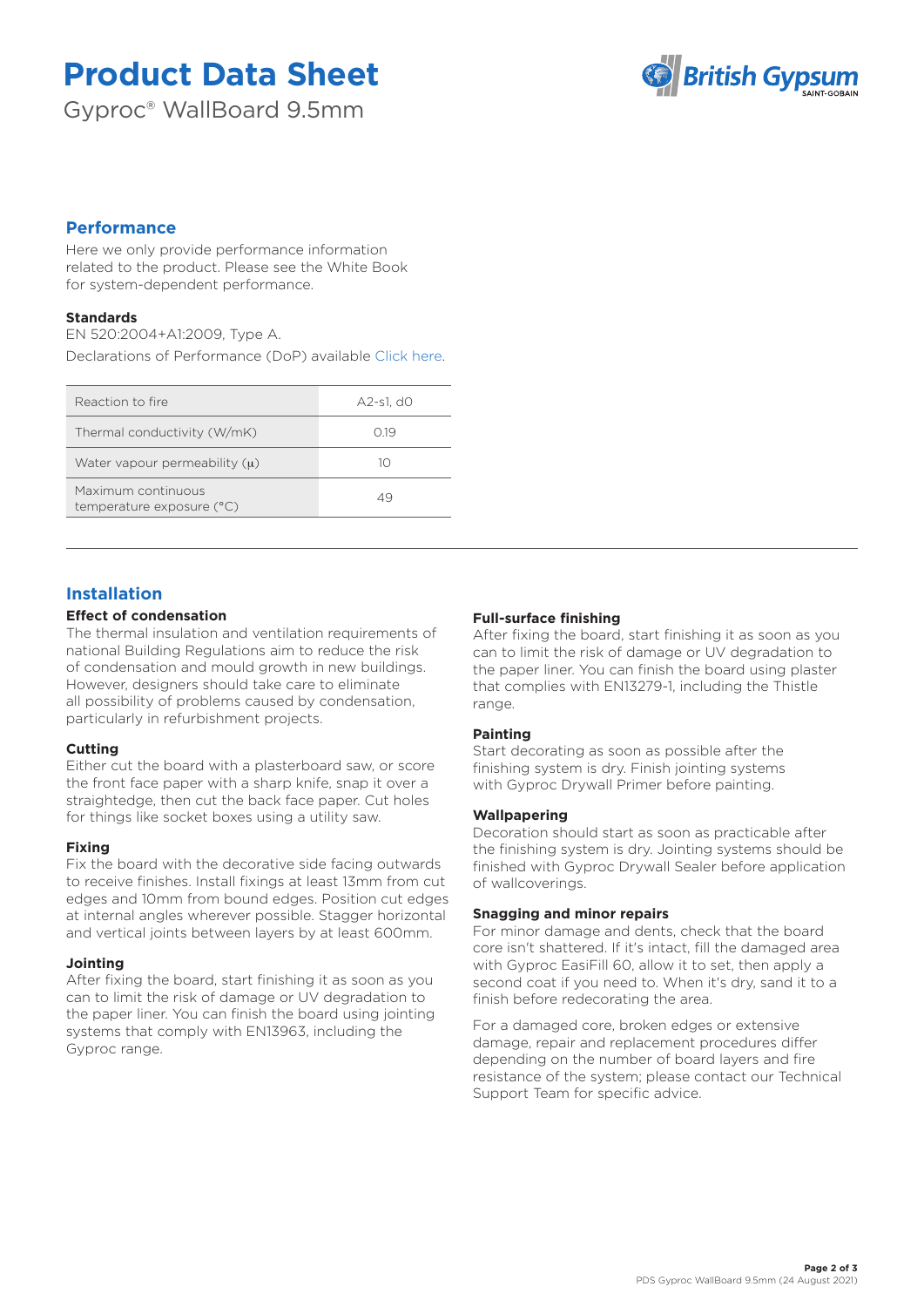# Product Data Sheet

Gyproc® WallBoard 9.5mm

## Performance

Here we only provide performance information related to the product. Please see the White Book for system-dependent performance.

### Standards

EN 520:2004+A1:2009, Type A.

Declarations of Performance (DoP) available Click here.

| | |
|---|---|
| Reaction to fire | A2-s1, d0 |
| Thermal conductivity (W/mK) | 0.19 |
| Water vapour permeability (μ) | 10 |
| Maximum continuous temperature exposure (°C) | 49 |

## Installation

### Effect of condensation

The thermal insulation and ventilation requirements of national Building Regulations aim to reduce the risk of condensation and mould growth in new buildings. However, designers should take care to eliminate all possibility of problems caused by condensation, particularly in refurbishment projects.

### Cutting

Either cut the board with a plasterboard saw, or score the front face paper with a sharp knife, snap it over a straightedge, then cut the back face paper. Cut holes for things like socket boxes using a utility saw.

### Fixing

Fix the board with the decorative side facing outwards to receive finishes. Install fixings at least 13mm from cut edges and 10mm from bound edges. Position cut edges at internal angles wherever possible. Stagger horizontal and vertical joints between layers by at least 600mm.

### Jointing

After fixing the board, start finishing it as soon as you can to limit the risk of damage or UV degradation to the paper liner. You can finish the board using jointing systems that comply with EN13963, including the Gyproc range.

### Full-surface finishing

After fixing the board, start finishing it as soon as you can to limit the risk of damage or UV degradation to the paper liner. You can finish the board using plaster that complies with EN13279-1, including the Thistle range.

### Painting

Start decorating as soon as possible after the finishing system is dry. Finish jointing systems with Gyproc Drywall Primer before painting.

### Wallpapering

Decoration should start as soon as practicable after the finishing system is dry. Jointing systems should be finished with Gyproc Drywall Sealer before application of wallcoverings.

### Snagging and minor repairs

For minor damage and dents, check that the board core isn't shattered. If it's intact, fill the damaged area with Gyproc EasiFill 60, allow it to set, then apply a second coat if you need to. When it's dry, sand it to a finish before redecorating the area.

For a damaged core, broken edges or extensive damage, repair and replacement procedures differ depending on the number of board layers and fire resistance of the system; please contact our Technical Support Team for specific advice.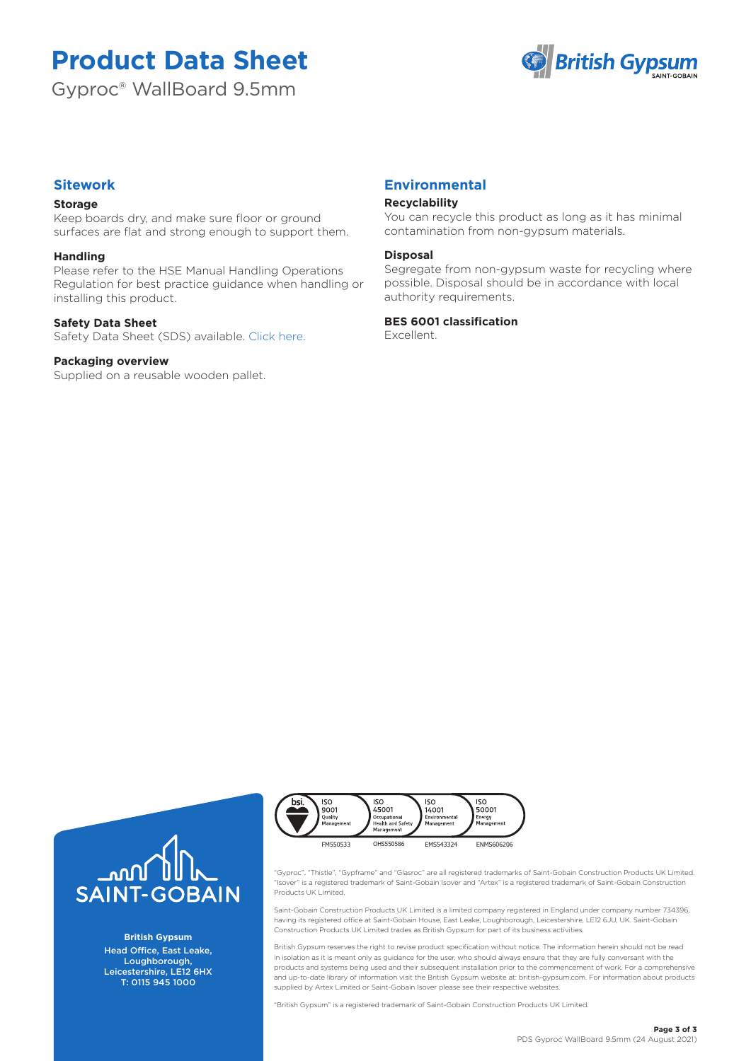# Product Data Sheet

Gyproc® WallBoard 9.5mm

## Sitework

**Storage**
Keep boards dry, and make sure floor or ground surfaces are flat and strong enough to support them.

**Handling**
Please refer to the HSE Manual Handling Operations Regulation for best practice guidance when handling or installing this product.

**Safety Data Sheet**
Safety Data Sheet (SDS) available. Click here.

**Packaging overview**
Supplied on a reusable wooden pallet.

## Environmental

**Recyclability**
You can recycle this product as long as it has minimal contamination from non-gypsum materials.

**Disposal**
Segregate from non-gypsum waste for recycling where possible. Disposal should be in accordance with local authority requirements.

**BES 6001 classification**
Excellent.

**British Gypsum**
Head Office, East Leake,
Loughborough,
Leicestershire, LE12 6HX
T: 0115 945 1000

ISO 9001 Quality Management FM550533
ISO 45001 Occupational Health and Safety Management OHS550586
ISO 14001 Environmental Management EMS543324
ISO 50001 Energy Management ENMS606206

"Gyproc", "Thistle", "Gypframe" and "Glasroc" are all registered trademarks of Saint-Gobain Construction Products UK Limited. "Isover" is a registered trademark of Saint-Gobain Isover and "Artex" is a registered trademark of Saint-Gobain Construction Products UK Limited.

Saint-Gobain Construction Products UK Limited is a limited company registered in England under company number 734396, having its registered office at Saint-Gobain House, East Leake, Loughborough, Leicestershire, LE12 6JU, UK. Saint-Gobain Construction Products UK Limited trades as British Gypsum for part of its business activities.

British Gypsum reserves the right to revise product specification without notice. The information herein should not be read in isolation as it is meant only as guidance for the user, who should always ensure that they are fully conversant with the products and systems being used and their subsequent installation prior to the commencement of work. For a comprehensive and up-to-date library of information visit the British Gypsum website at: british-gypsum.com. For information about products supplied by Artex Limited or Saint-Gobain Isover please see their respective websites.

"British Gypsum" is a registered trademark of Saint-Gobain Construction Products UK Limited.

PDS Gyproc WallBoard 9.5mm (24 August 2021)